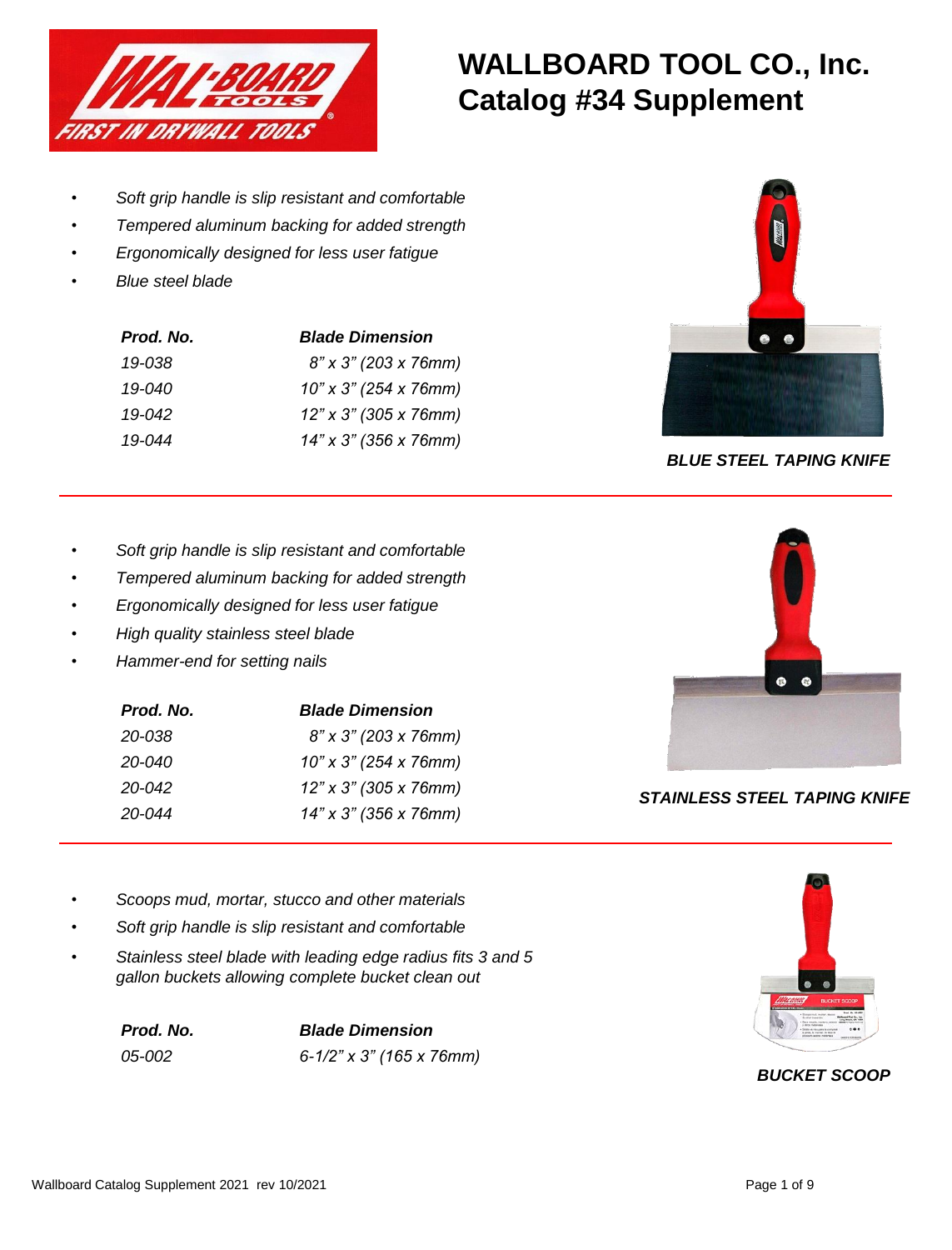# WALLBOARD TOOL CO., Inc.
# Catalog #34 Supplement

- *Soft grip handle is slip resistant and comfortable*
- *Tempered aluminum backing for added strength*
- *Ergonomically designed for less user fatigue*
- *Blue steel blade*

| *Prod. No.* | *Blade Dimension* |
|---|---|
| *19-038* | *8" x 3" (203 x 76mm)* |
| *19-040* | *10" x 3" (254 x 76mm)* |
| *19-042* | *12" x 3" (305 x 76mm)* |
| *19-044* | *14" x 3" (356 x 76mm)* |

***BLUE STEEL TAPING KNIFE***

---

- *Soft grip handle is slip resistant and comfortable*
- *Tempered aluminum backing for added strength*
- *Ergonomically designed for less user fatigue*
- *High quality stainless steel blade*
- *Hammer-end for setting nails*

| *Prod. No.* | *Blade Dimension* |
|---|---|
| *20-038* | *8" x 3" (203 x 76mm)* |
| *20-040* | *10" x 3" (254 x 76mm)* |
| *20-042* | *12" x 3" (305 x 76mm)* |
| *20-044* | *14" x 3" (356 x 76mm)* |

***STAINLESS STEEL TAPING KNIFE***

---

- *Scoops mud, mortar, stucco and other materials*
- *Soft grip handle is slip resistant and comfortable*
- *Stainless steel blade with leading edge radius fits 3 and 5 gallon buckets allowing complete bucket clean out*

| *Prod. No.* | *Blade Dimension* |
|---|---|
| *05-002* | *6-1/2" x 3" (165 x 76mm)* |

***BUCKET SCOOP***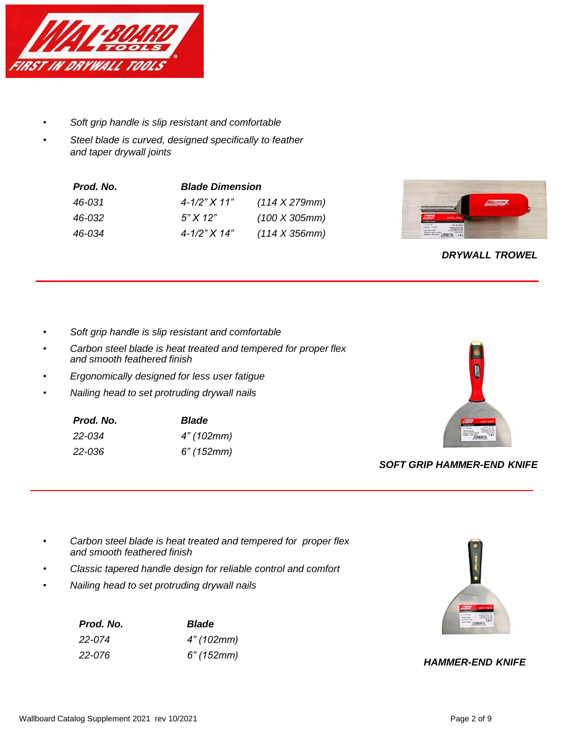- *Soft grip handle is slip resistant and comfortable*
- *Steel blade is curved, designed specifically to feather and taper drywall joints*

| *Prod. No.* | *Blade Dimension* | |
|---|---|---|
| *46-031* | *4-1/2" X 11"* | *(114 X 279mm)* |
| *46-032* | *5" X 12"* | *(100 X 305mm)* |
| *46-034* | *4-1/2" X 14"* | *(114 X 356mm)* |

***DRYWALL TROWEL***

---

- *Soft grip handle is slip resistant and comfortable*
- *Carbon steel blade is heat treated and tempered for proper flex and smooth feathered finish*
- *Ergonomically designed for less user fatigue*
- *Nailing head to set protruding drywall nails*

| *Prod. No.* | *Blade* |
|---|---|
| *22-034* | *4" (102mm)* |
| *22-036* | *6" (152mm)* |

***SOFT GRIP HAMMER-END KNIFE***

---

- *Carbon steel blade is heat treated and tempered for proper flex and smooth feathered finish*
- *Classic tapered handle design for reliable control and comfort*
- *Nailing head to set protruding drywall nails*

| *Prod. No.* | *Blade* |
|---|---|
| *22-074* | *4" (102mm)* |
| *22-076* | *6" (152mm)* |

***HAMMER-END KNIFE***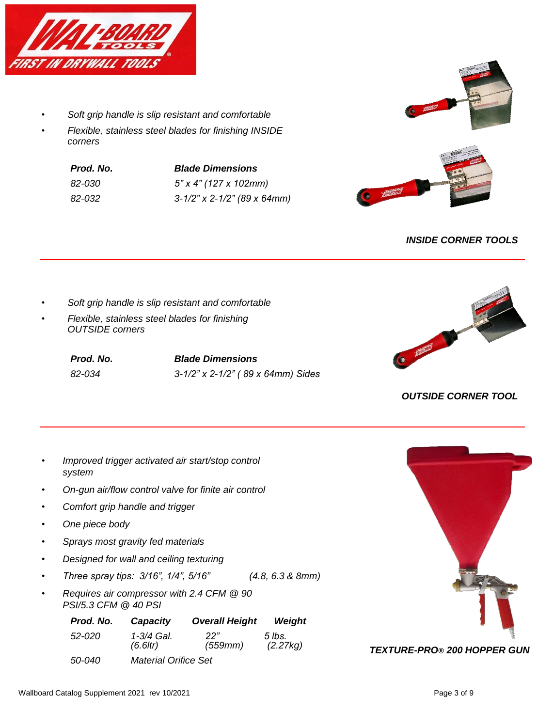- *Soft grip handle is slip resistant and comfortable*
- *Flexible, stainless steel blades for finishing INSIDE corners*

| ***Prod. No.*** | ***Blade Dimensions*** |
|---|---|
| *82-030* | *5" x 4" (127 x 102mm)* |
| *82-032* | *3-1/2" x 2-1/2" (89 x 64mm)* |

***INSIDE CORNER TOOLS***

---

- *Soft grip handle is slip resistant and comfortable*
- *Flexible, stainless steel blades for finishing OUTSIDE corners*

| ***Prod. No.*** | ***Blade Dimensions*** |
|---|---|
| *82-034* | *3-1/2" x 2-1/2" ( 89 x 64mm) Sides* |

***OUTSIDE CORNER TOOL***

---

- *Improved trigger activated air start/stop control system*
- *On-gun air/flow control valve for finite air control*
- *Comfort grip handle and trigger*
- *One piece body*
- *Sprays most gravity fed materials*
- *Designed for wall and ceiling texturing*
- *Three spray tips: 3/16", 1/4", 5/16" (4.8, 6.3 & 8mm)*
- *Requires air compressor with 2.4 CFM @ 90 PSI/5.3 CFM @ 40 PSI*

| ***Prod. No.*** | ***Capacity*** | ***Overall Height*** | ***Weight*** |
|---|---|---|---|
| *52-020* | *1-3/4 Gal. (6.6ltr)* | *22" (559mm)* | *5 lbs. (2.27kg)* |
| *50-040* | *Material Orifice Set* | | |

***TEXTURE-PRO® 200 HOPPER GUN***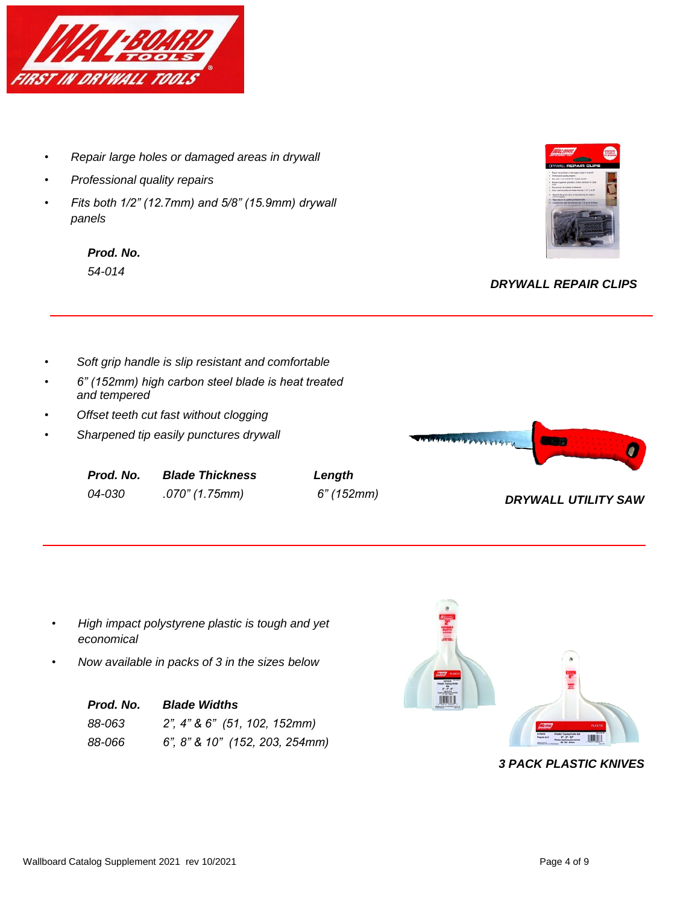- *Repair large holes or damaged areas in drywall*
- *Professional quality repairs*
- *Fits both 1/2" (12.7mm) and 5/8" (15.9mm) drywall panels*

***Prod. No.***
*54-014*

***DRYWALL REPAIR CLIPS***

---

- *Soft grip handle is slip resistant and comfortable*
- *6" (152mm) high carbon steel blade is heat treated and tempered*
- *Offset teeth cut fast without clogging*
- *Sharpened tip easily punctures drywall*

| ***Prod. No.*** | ***Blade Thickness*** | ***Length*** |
|---|---|---|
| *04-030* | *.070" (1.75mm)* | *6" (152mm)* |

***DRYWALL UTILITY SAW***

---

- *High impact polystyrene plastic is tough and yet economical*
- *Now available in packs of 3 in the sizes below*

| ***Prod. No.*** | ***Blade Widths*** |
|---|---|
| *88-063* | *2", 4" & 6" (51, 102, 152mm)* |
| *88-066* | *6", 8" & 10" (152, 203, 254mm)* |

***3 PACK PLASTIC KNIVES***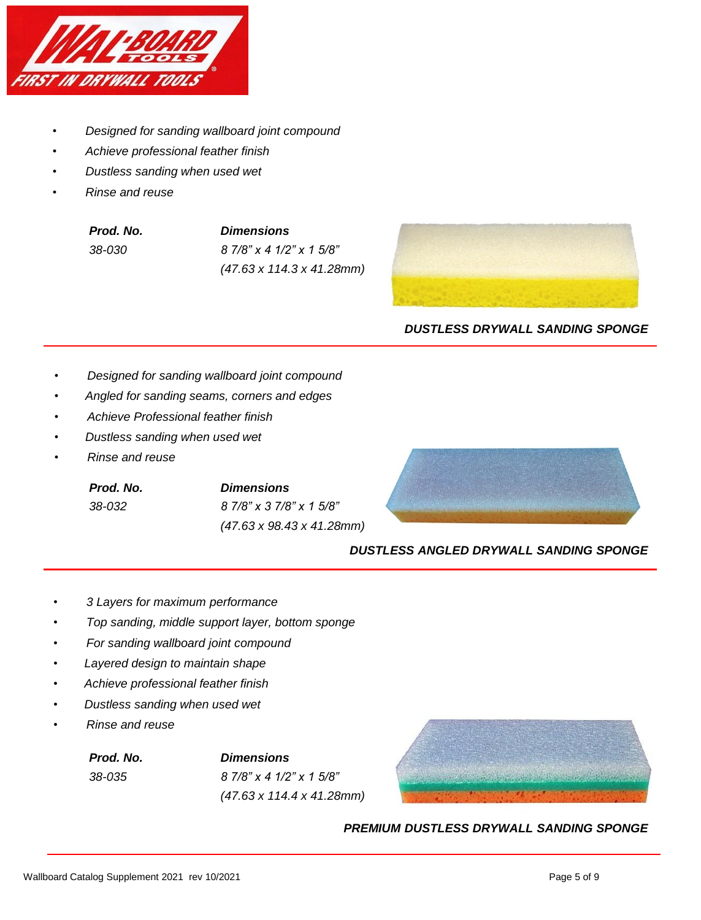- *Designed for sanding wallboard joint compound*
- *Achieve professional feather finish*
- *Dustless sanding when used wet*
- *Rinse and reuse*

| ***Prod. No.*** | ***Dimensions*** |
|---|---|
| *38-030* | *8 7/8" x 4 1/2" x 1 5/8"* *(47.63 x 114.3 x 41.28mm)* |

***DUSTLESS DRYWALL SANDING SPONGE***

---

- *Designed for sanding wallboard joint compound*
- *Angled for sanding seams, corners and edges*
- *Achieve Professional feather finish*
- *Dustless sanding when used wet*
- *Rinse and reuse*

| ***Prod. No.*** | ***Dimensions*** |
|---|---|
| *38-032* | *8 7/8" x 3 7/8" x 1 5/8"* *(47.63 x 98.43 x 41.28mm)* |

***DUSTLESS ANGLED DRYWALL SANDING SPONGE***

---

- *3 Layers for maximum performance*
- *Top sanding, middle support layer, bottom sponge*
- *For sanding wallboard joint compound*
- *Layered design to maintain shape*
- *Achieve professional feather finish*
- *Dustless sanding when used wet*
- *Rinse and reuse*

| ***Prod. No.*** | ***Dimensions*** |
|---|---|
| *38-035* | *8 7/8" x 4 1/2" x 1 5/8"* *(47.63 x 114.4 x 41.28mm)* |

***PREMIUM DUSTLESS DRYWALL SANDING SPONGE***

---

Wallboard Catalog Supplement 2021 rev 10/2021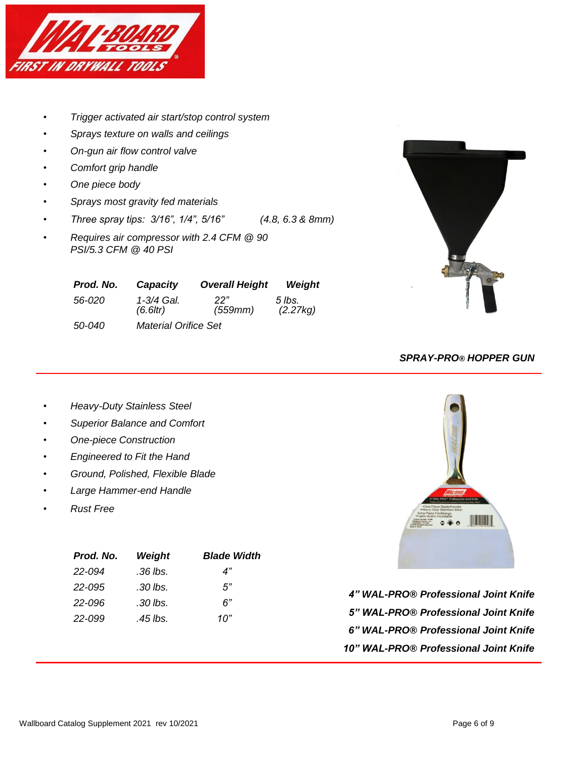- *Trigger activated air start/stop control system*
- *Sprays texture on walls and ceilings*
- *On-gun air flow control valve*
- *Comfort grip handle*
- *One piece body*
- *Sprays most gravity fed materials*
- *Three spray tips: 3/16", 1/4", 5/16" (4.8, 6.3 & 8mm)*
- *Requires air compressor with 2.4 CFM @ 90 PSI/5.3 CFM @ 40 PSI*

| ***Prod. No.*** | ***Capacity*** | ***Overall Height*** | ***Weight*** |
|---|---|---|---|
| *56-020* | *1-3/4 Gal. (6.6ltr)* | *22" (559mm)* | *5 lbs. (2.27kg)* |
| *50-040* | *Material Orifice Set* | | |

***SPRAY-PRO® HOPPER GUN***

---

- *Heavy-Duty Stainless Steel*
- *Superior Balance and Comfort*
- *One-piece Construction*
- *Engineered to Fit the Hand*
- *Ground, Polished, Flexible Blade*
- *Large Hammer-end Handle*
- *Rust Free*

| ***Prod. No.*** | ***Weight*** | ***Blade Width*** |
|---|---|---|
| *22-094* | *.36 lbs.* | *4"* |
| *22-095* | *.30 lbs.* | *5"* |
| *22-096* | *.30 lbs.* | *6"* |
| *22-099* | *.45 lbs.* | *10"* |

***4" WAL-PRO® Professional Joint Knife***
***5" WAL-PRO® Professional Joint Knife***
***6" WAL-PRO® Professional Joint Knife***
***10" WAL-PRO® Professional Joint Knife***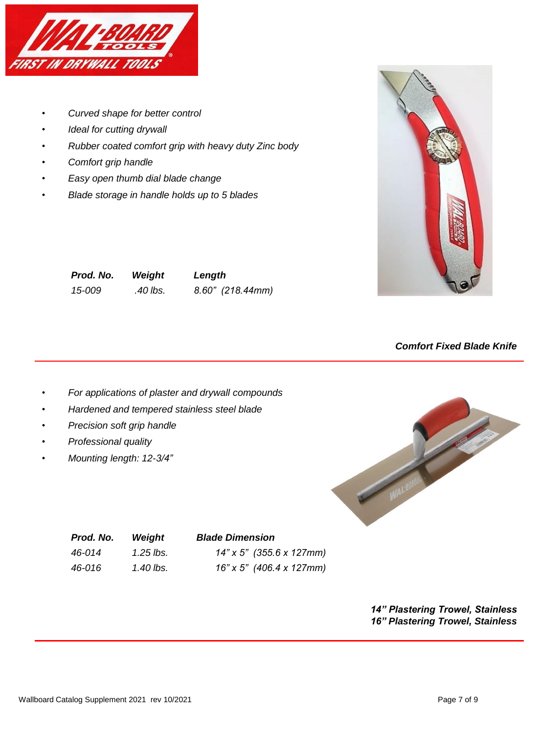- *Curved shape for better control*
- *Ideal for cutting drywall*
- *Rubber coated comfort grip with heavy duty Zinc body*
- *Comfort grip handle*
- *Easy open thumb dial blade change*
- *Blade storage in handle holds up to 5 blades*

| ***Prod. No.*** | ***Weight*** | ***Length*** |
|---|---|---|
| *15-009* | *.40 lbs.* | *8.60" (218.44mm)* |

***Comfort Fixed Blade Knife***

---

- *For applications of plaster and drywall compounds*
- *Hardened and tempered stainless steel blade*
- *Precision soft grip handle*
- *Professional quality*
- *Mounting length: 12-3/4"*

| ***Prod. No.*** | ***Weight*** | ***Blade Dimension*** |
|---|---|---|
| *46-014* | *1.25 lbs.* | *14" x 5" (355.6 x 127mm)* |
| *46-016* | *1.40 lbs.* | *16" x 5" (406.4 x 127mm)* |

***14" Plastering Trowel, Stainless***
***16" Plastering Trowel, Stainless***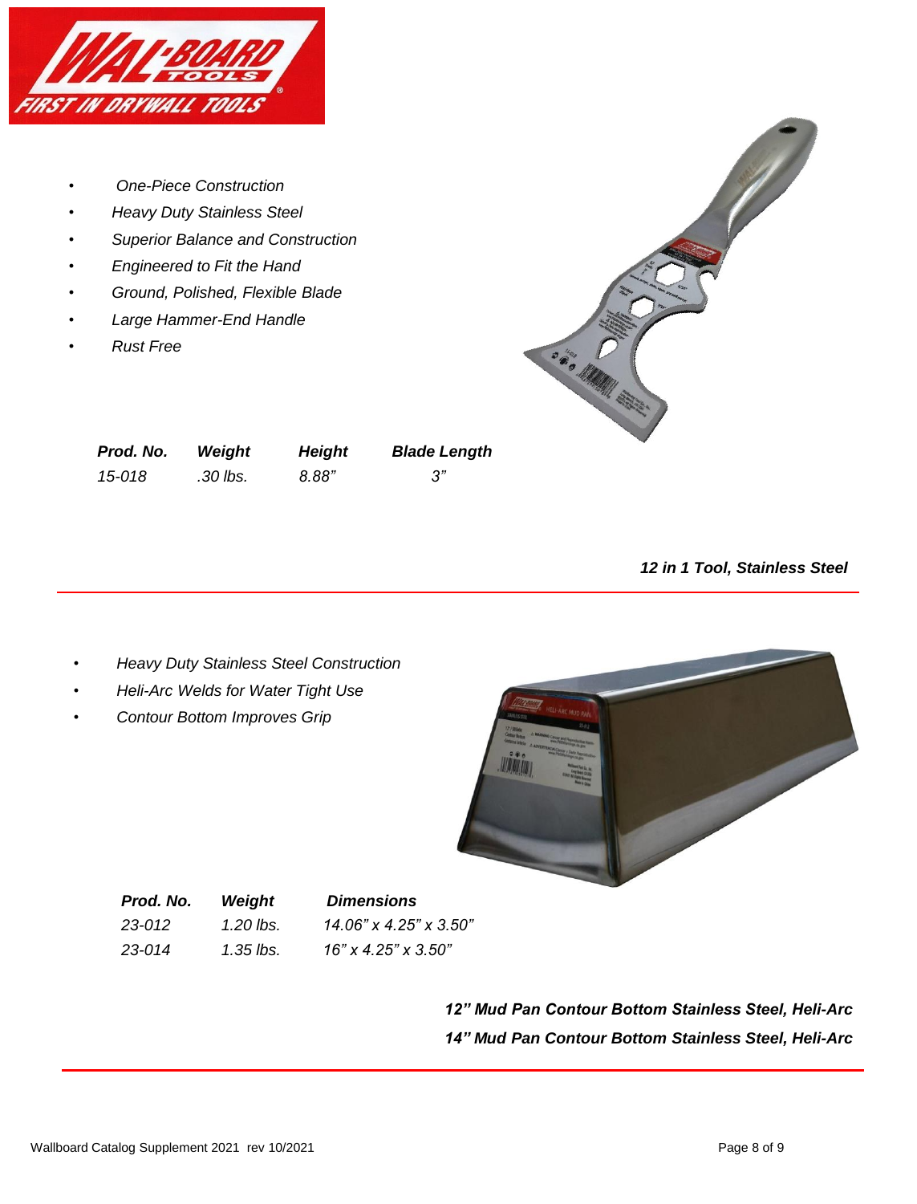- One-Piece Construction
- Heavy Duty Stainless Steel
- Superior Balance and Construction
- Engineered to Fit the Hand
- Ground, Polished, Flexible Blade
- Large Hammer-End Handle
- Rust Free

| Prod. No. | Weight | Height | Blade Length |
|---|---|---|---|
| 15-018 | .30 lbs. | 8.88" | 3" |

***12 in 1 Tool, Stainless Steel***

---

- Heavy Duty Stainless Steel Construction
- Heli-Arc Welds for Water Tight Use
- Contour Bottom Improves Grip

| Prod. No. | Weight | Dimensions |
|---|---|---|
| 23-012 | 1.20 lbs. | 14.06" x 4.25" x 3.50" |
| 23-014 | 1.35 lbs. | 16" x 4.25" x 3.50" |

***12" Mud Pan Contour Bottom Stainless Steel, Heli-Arc***

***14" Mud Pan Contour Bottom Stainless Steel, Heli-Arc***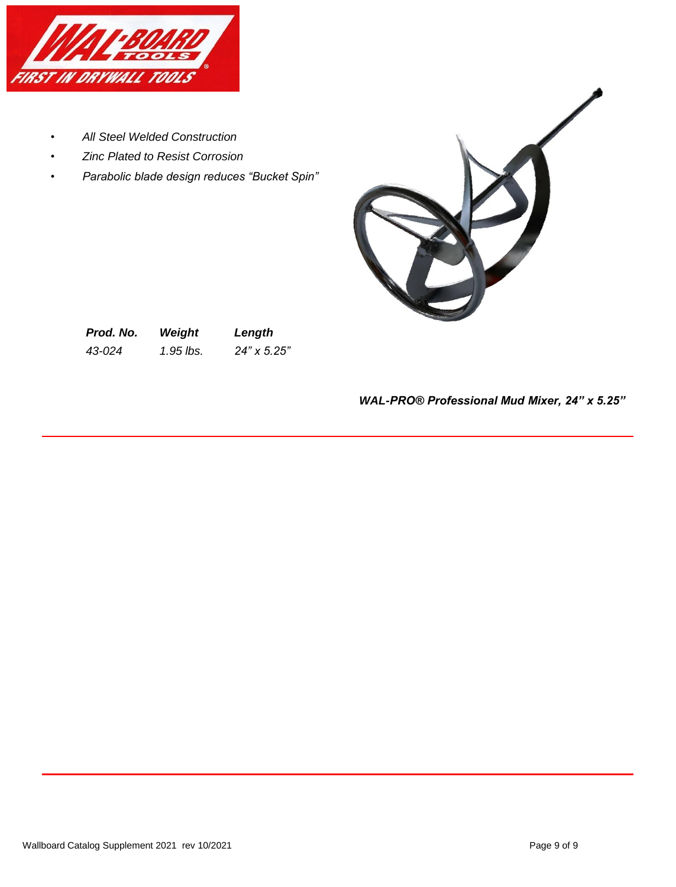- *All Steel Welded Construction*
- *Zinc Plated to Resist Corrosion*
- *Parabolic blade design reduces "Bucket Spin"*

| ***Prod. No.*** | ***Weight*** | ***Length*** |
|---|---|---|
| *43-024* | *1.95 lbs.* | *24" x 5.25"* |

***WAL-PRO® Professional Mud Mixer, 24" x 5.25"***